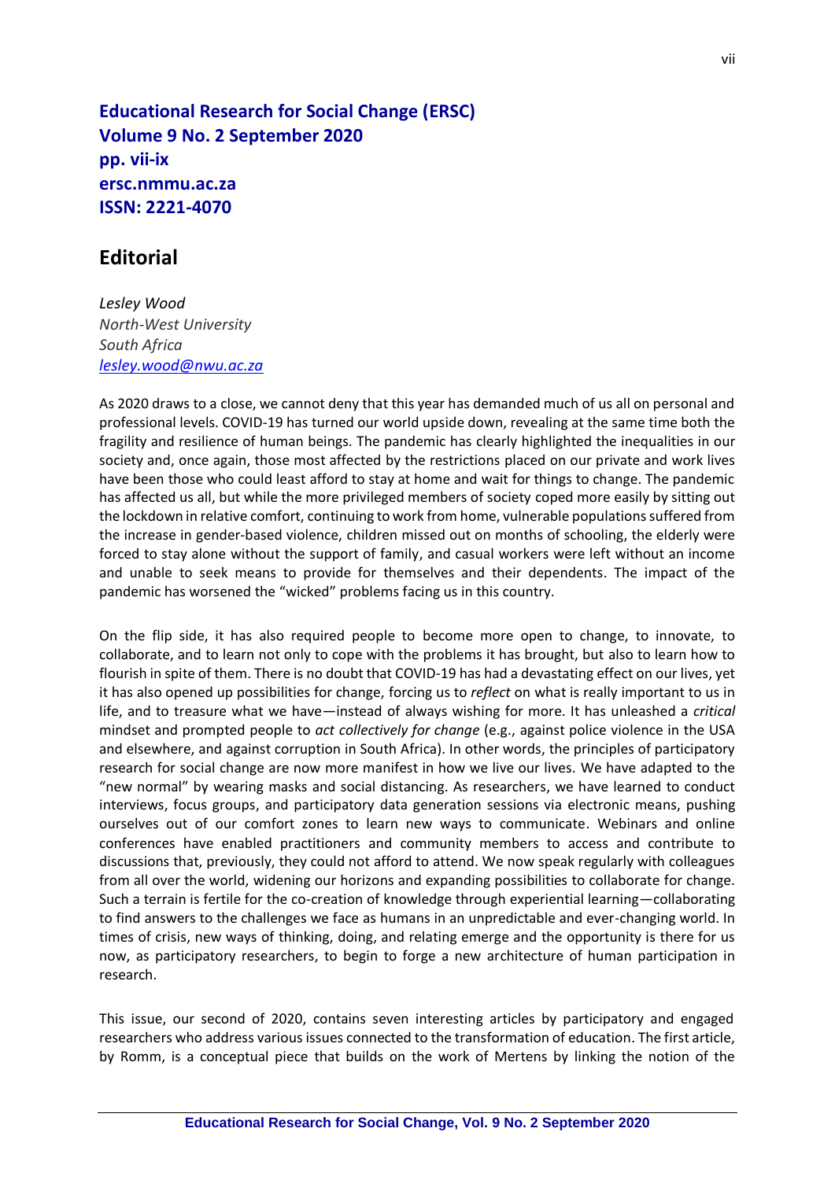**Educational Research for Social Change (ERSC)**
**Volume 9 No. 2 September 2020**
**pp. vii-ix**
**ersc.nmmu.ac.za**
**ISSN: 2221-4070**

# Editorial

*Lesley Wood*
*North-West University*
*South Africa*
*lesley.wood@nwu.ac.za*

As 2020 draws to a close, we cannot deny that this year has demanded much of us all on personal and professional levels. COVID-19 has turned our world upside down, revealing at the same time both the fragility and resilience of human beings. The pandemic has clearly highlighted the inequalities in our society and, once again, those most affected by the restrictions placed on our private and work lives have been those who could least afford to stay at home and wait for things to change. The pandemic has affected us all, but while the more privileged members of society coped more easily by sitting out the lockdown in relative comfort, continuing to work from home, vulnerable populations suffered from the increase in gender-based violence, children missed out on months of schooling, the elderly were forced to stay alone without the support of family, and casual workers were left without an income and unable to seek means to provide for themselves and their dependents. The impact of the pandemic has worsened the "wicked" problems facing us in this country.

On the flip side, it has also required people to become more open to change, to innovate, to collaborate, and to learn not only to cope with the problems it has brought, but also to learn how to flourish in spite of them. There is no doubt that COVID-19 has had a devastating effect on our lives, yet it has also opened up possibilities for change, forcing us to *reflect* on what is really important to us in life, and to treasure what we have—instead of always wishing for more. It has unleashed a *critical* mindset and prompted people to *act collectively for change* (e.g., against police violence in the USA and elsewhere, and against corruption in South Africa). In other words, the principles of participatory research for social change are now more manifest in how we live our lives. We have adapted to the "new normal" by wearing masks and social distancing. As researchers, we have learned to conduct interviews, focus groups, and participatory data generation sessions via electronic means, pushing ourselves out of our comfort zones to learn new ways to communicate. Webinars and online conferences have enabled practitioners and community members to access and contribute to discussions that, previously, they could not afford to attend. We now speak regularly with colleagues from all over the world, widening our horizons and expanding possibilities to collaborate for change. Such a terrain is fertile for the co-creation of knowledge through experiential learning—collaborating to find answers to the challenges we face as humans in an unpredictable and ever-changing world. In times of crisis, new ways of thinking, doing, and relating emerge and the opportunity is there for us now, as participatory researchers, to begin to forge a new architecture of human participation in research.

This issue, our second of 2020, contains seven interesting articles by participatory and engaged researchers who address various issues connected to the transformation of education. The first article, by Romm, is a conceptual piece that builds on the work of Mertens by linking the notion of the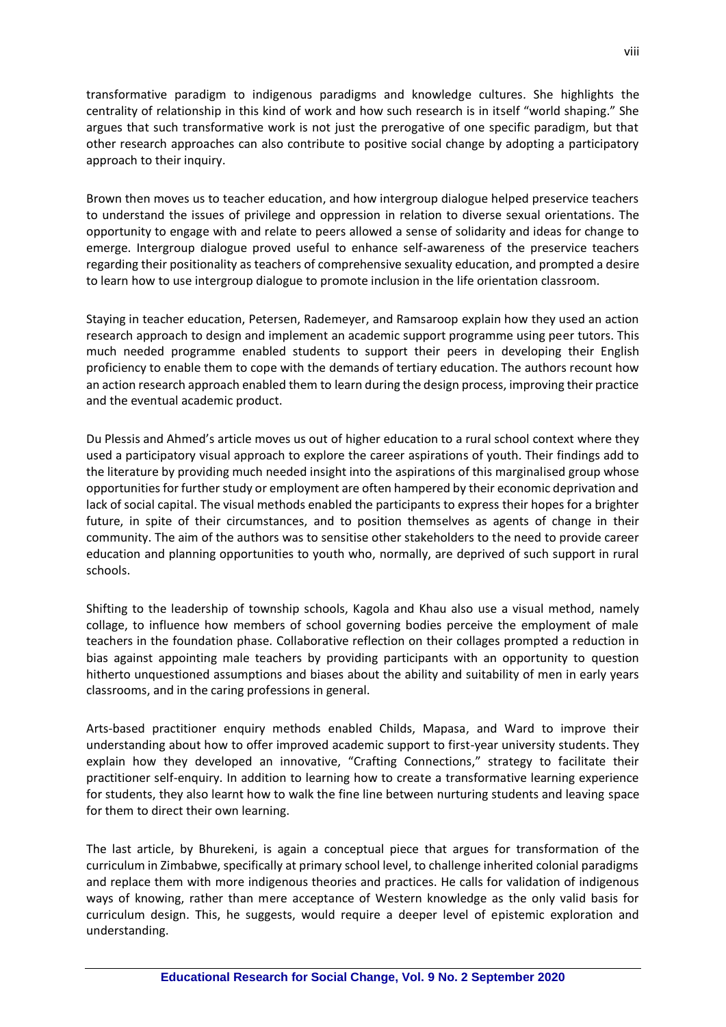transformative paradigm to indigenous paradigms and knowledge cultures. She highlights the centrality of relationship in this kind of work and how such research is in itself "world shaping." She argues that such transformative work is not just the prerogative of one specific paradigm, but that other research approaches can also contribute to positive social change by adopting a participatory approach to their inquiry.

Brown then moves us to teacher education, and how intergroup dialogue helped preservice teachers to understand the issues of privilege and oppression in relation to diverse sexual orientations. The opportunity to engage with and relate to peers allowed a sense of solidarity and ideas for change to emerge. Intergroup dialogue proved useful to enhance self-awareness of the preservice teachers regarding their positionality as teachers of comprehensive sexuality education, and prompted a desire to learn how to use intergroup dialogue to promote inclusion in the life orientation classroom.

Staying in teacher education, Petersen, Rademeyer, and Ramsaroop explain how they used an action research approach to design and implement an academic support programme using peer tutors. This much needed programme enabled students to support their peers in developing their English proficiency to enable them to cope with the demands of tertiary education. The authors recount how an action research approach enabled them to learn during the design process, improving their practice and the eventual academic product.

Du Plessis and Ahmed's article moves us out of higher education to a rural school context where they used a participatory visual approach to explore the career aspirations of youth. Their findings add to the literature by providing much needed insight into the aspirations of this marginalised group whose opportunities for further study or employment are often hampered by their economic deprivation and lack of social capital. The visual methods enabled the participants to express their hopes for a brighter future, in spite of their circumstances, and to position themselves as agents of change in their community. The aim of the authors was to sensitise other stakeholders to the need to provide career education and planning opportunities to youth who, normally, are deprived of such support in rural schools.

Shifting to the leadership of township schools, Kagola and Khau also use a visual method, namely collage, to influence how members of school governing bodies perceive the employment of male teachers in the foundation phase. Collaborative reflection on their collages prompted a reduction in bias against appointing male teachers by providing participants with an opportunity to question hitherto unquestioned assumptions and biases about the ability and suitability of men in early years classrooms, and in the caring professions in general.

Arts-based practitioner enquiry methods enabled Childs, Mapasa, and Ward to improve their understanding about how to offer improved academic support to first-year university students. They explain how they developed an innovative, "Crafting Connections," strategy to facilitate their practitioner self-enquiry. In addition to learning how to create a transformative learning experience for students, they also learnt how to walk the fine line between nurturing students and leaving space for them to direct their own learning.

The last article, by Bhurekeni, is again a conceptual piece that argues for transformation of the curriculum in Zimbabwe, specifically at primary school level, to challenge inherited colonial paradigms and replace them with more indigenous theories and practices. He calls for validation of indigenous ways of knowing, rather than mere acceptance of Western knowledge as the only valid basis for curriculum design. This, he suggests, would require a deeper level of epistemic exploration and understanding.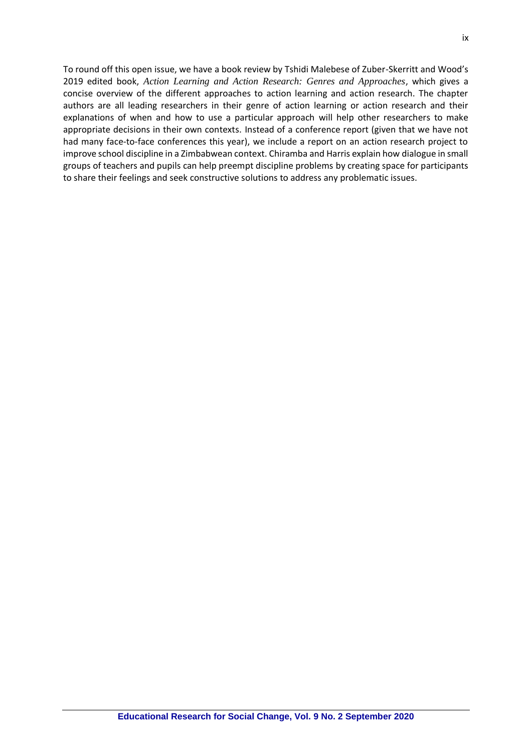To round off this open issue, we have a book review by Tshidi Malebese of Zuber-Skerritt and Wood's 2019 edited book, *Action Learning and Action Research: Genres and Approaches*, which gives a concise overview of the different approaches to action learning and action research. The chapter authors are all leading researchers in their genre of action learning or action research and their explanations of when and how to use a particular approach will help other researchers to make appropriate decisions in their own contexts. Instead of a conference report (given that we have not had many face-to-face conferences this year), we include a report on an action research project to improve school discipline in a Zimbabwean context. Chiramba and Harris explain how dialogue in small groups of teachers and pupils can help preempt discipline problems by creating space for participants to share their feelings and seek constructive solutions to address any problematic issues.